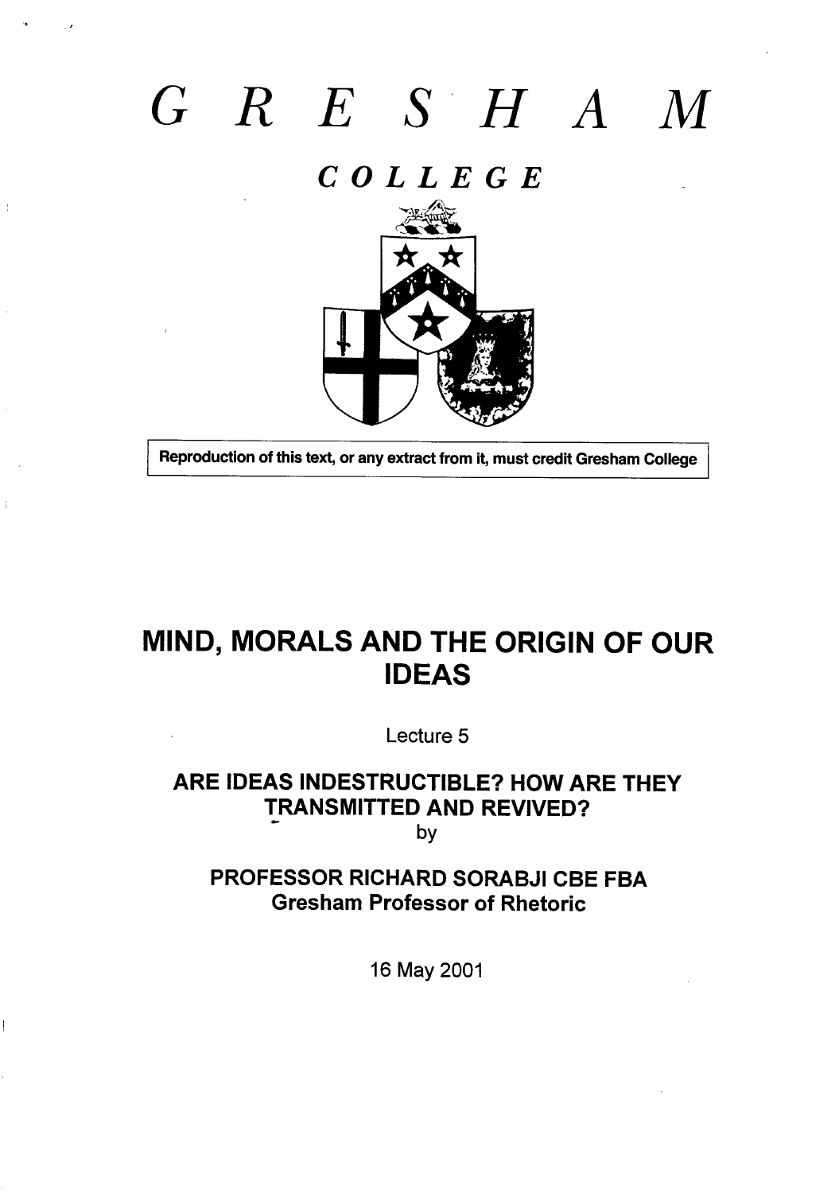# GRESHAM

## COLLEGE

Reproduction of this text, or any extract from it, must credit Gresham College

# MIND, MORALS AND THE ORIGIN OF OUR IDEAS

Lecture 5

## ARE IDEAS INDESTRUCTIBLE? HOW ARE THEY TRANSMITTED AND REVIVED?

by

**PROFESSOR RICHARD SORABJI CBE FBA**
**Gresham Professor of Rhetoric**

16 May 2001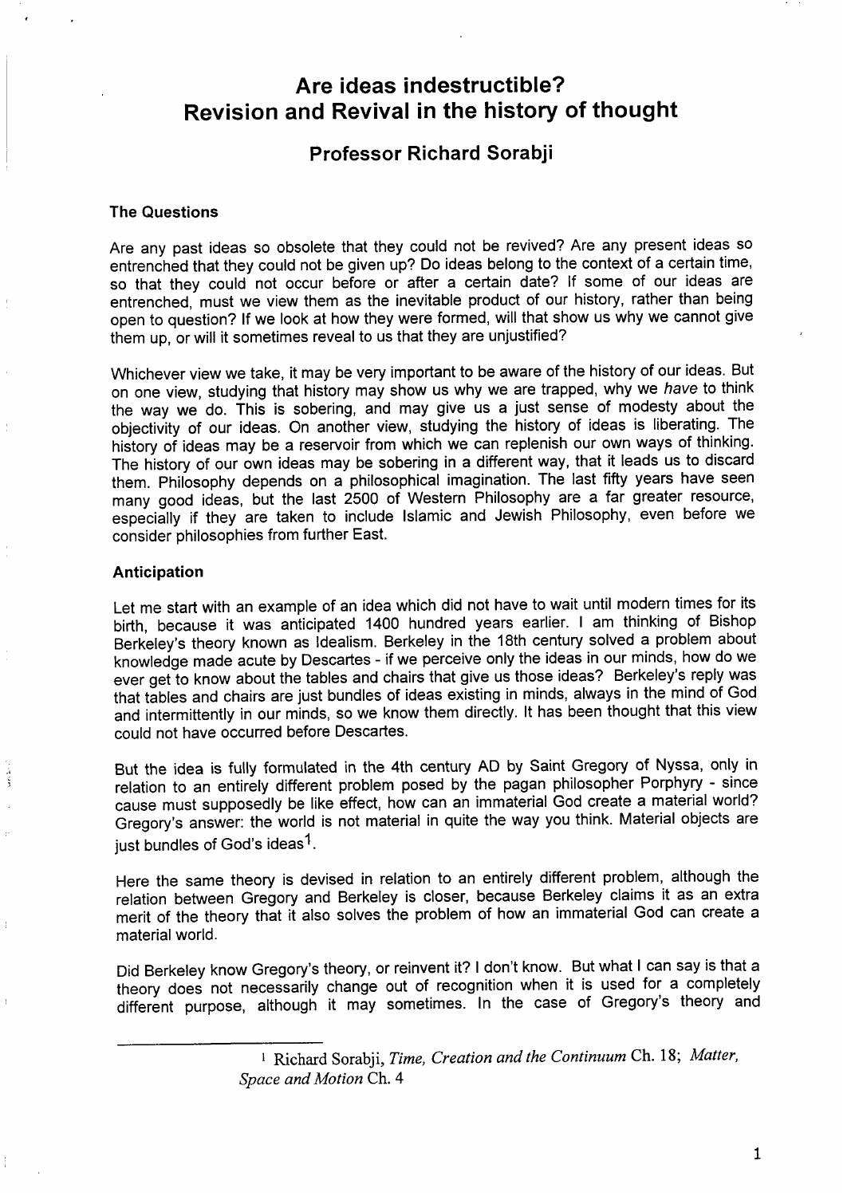# Are ideas indestructible? Revision and Revival in the history of thought

## Professor Richard Sorabji

### The Questions

Are any past ideas so obsolete that they could not be revived? Are any present ideas so entrenched that they could not be given up? Do ideas belong to the context of a certain time, so that they could not occur before or after a certain date? If some of our ideas are entrenched, must we view them as the inevitable product of our history, rather than being open to question? If we look at how they were formed, will that show us why we cannot give them up, or will it sometimes reveal to us that they are unjustified?

Whichever view we take, it may be very important to be aware of the history of our ideas. But on one view, studying that history may show us why we are trapped, why we *have* to think the way we do. This is sobering, and may give us a just sense of modesty about the objectivity of our ideas. On another view, studying the history of ideas is liberating. The history of ideas may be a reservoir from which we can replenish our own ways of thinking. The history of our own ideas may be sobering in a different way, that it leads us to discard them. Philosophy depends on a philosophical imagination. The last fifty years have seen many good ideas, but the last 2500 of Western Philosophy are a far greater resource, especially if they are taken to include Islamic and Jewish Philosophy, even before we consider philosophies from further East.

### Anticipation

Let me start with an example of an idea which did not have to wait until modern times for its birth, because it was anticipated 1400 hundred years earlier. I am thinking of Bishop Berkeley's theory known as Idealism. Berkeley in the 18th century solved a problem about knowledge made acute by Descartes - if we perceive only the ideas in our minds, how do we ever get to know about the tables and chairs that give us those ideas? Berkeley's reply was that tables and chairs are just bundles of ideas existing in minds, always in the mind of God and intermittently in our minds, so we know them directly. It has been thought that this view could not have occurred before Descartes.

But the idea is fully formulated in the 4th century AD by Saint Gregory of Nyssa, only in relation to an entirely different problem posed by the pagan philosopher Porphyry - since cause must supposedly be like effect, how can an immaterial God create a material world? Gregory's answer: the world is not material in quite the way you think. Material objects are just bundles of God's ideas[1].

Here the same theory is devised in relation to an entirely different problem, although the relation between Gregory and Berkeley is closer, because Berkeley claims it as an extra merit of the theory that it also solves the problem of how an immaterial God can create a material world.

Did Berkeley know Gregory's theory, or reinvent it? I don't know. But what I can say is that a theory does not necessarily change out of recognition when it is used for a completely different purpose, although it may sometimes. In the case of Gregory's theory and

---

[1] Richard Sorabji, *Time, Creation and the Continuum* Ch. 18; *Matter, Space and Motion* Ch. 4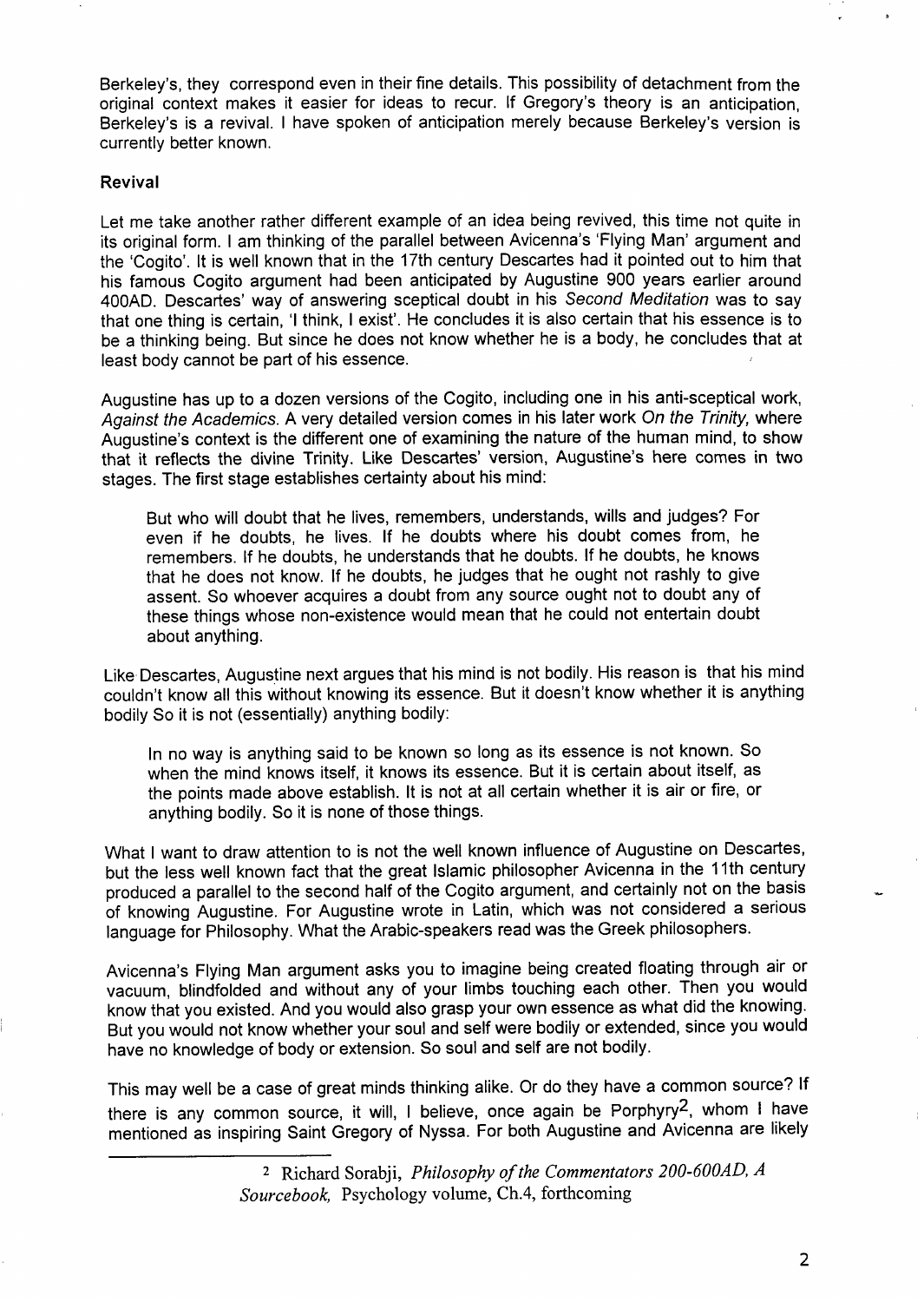Berkeley's, they correspond even in their fine details. This possibility of detachment from the original context makes it easier for ideas to recur. If Gregory's theory is an anticipation, Berkeley's is a revival. I have spoken of anticipation merely because Berkeley's version is currently better known.

**Revival**

Let me take another rather different example of an idea being revived, this time not quite in its original form. I am thinking of the parallel between Avicenna's 'Flying Man' argument and the 'Cogito'. It is well known that in the 17th century Descartes had it pointed out to him that his famous Cogito argument had been anticipated by Augustine 900 years earlier around 400AD. Descartes' way of answering sceptical doubt in his *Second Meditation* was to say that one thing is certain, 'I think, I exist'. He concludes it is also certain that his essence is to be a thinking being. But since he does not know whether he is a body, he concludes that at least body cannot be part of his essence.

Augustine has up to a dozen versions of the Cogito, including one in his anti-sceptical work, *Against the Academics*. A very detailed version comes in his later work *On the Trinity*, where Augustine's context is the different one of examining the nature of the human mind, to show that it reflects the divine Trinity. Like Descartes' version, Augustine's here comes in two stages. The first stage establishes certainty about his mind:

> But who will doubt that he lives, remembers, understands, wills and judges? For even if he doubts, he lives. If he doubts where his doubt comes from, he remembers. If he doubts, he understands that he doubts. If he doubts, he knows that he does not know. If he doubts, he judges that he ought not rashly to give assent. So whoever acquires a doubt from any source ought not to doubt any of these things whose non-existence would mean that he could not entertain doubt about anything.

Like Descartes, Augustine next argues that his mind is not bodily. His reason is that his mind couldn't know all this without knowing its essence. But it doesn't know whether it is anything bodily So it is not (essentially) anything bodily:

> In no way is anything said to be known so long as its essence is not known. So when the mind knows itself, it knows its essence. But it is certain about itself, as the points made above establish. It is not at all certain whether it is air or fire, or anything bodily. So it is none of those things.

What I want to draw attention to is not the well known influence of Augustine on Descartes, but the less well known fact that the great Islamic philosopher Avicenna in the 11th century produced a parallel to the second half of the Cogito argument, and certainly not on the basis of knowing Augustine. For Augustine wrote in Latin, which was not considered a serious language for Philosophy. What the Arabic-speakers read was the Greek philosophers.

Avicenna's Flying Man argument asks you to imagine being created floating through air or vacuum, blindfolded and without any of your limbs touching each other. Then you would know that you existed. And you would also grasp your own essence as what did the knowing. But you would not know whether your soul and self were bodily or extended, since you would have no knowledge of body or extension. So soul and self are not bodily.

This may well be a case of great minds thinking alike. Or do they have a common source? If there is any common source, it will, I believe, once again be Porphyry[2], whom I have mentioned as inspiring Saint Gregory of Nyssa. For both Augustine and Avicenna are likely

[2] Richard Sorabji, *Philosophy of the Commentators 200-600AD, A Sourcebook*, Psychology volume, Ch.4, forthcoming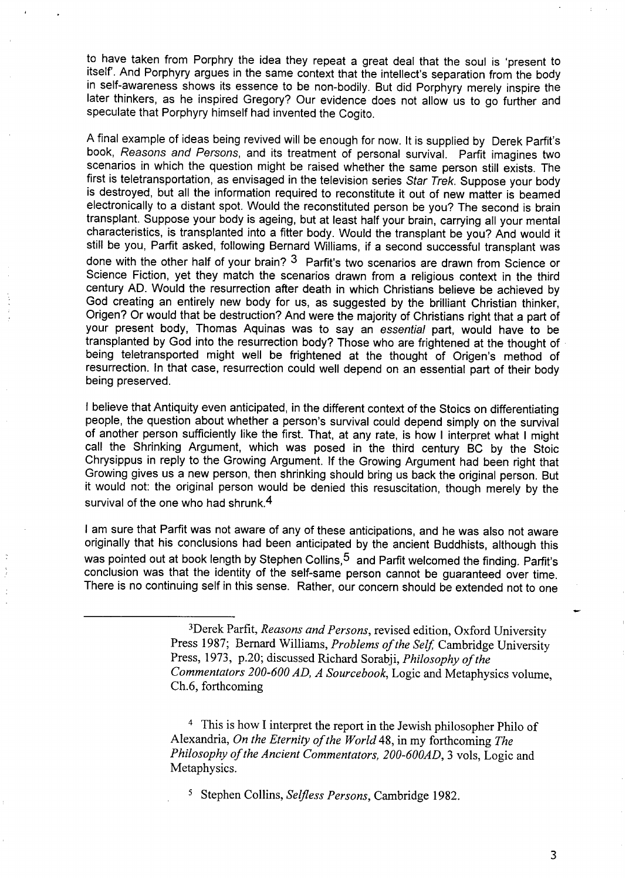to have taken from Porphry the idea they repeat a great deal that the soul is 'present to itself'. And Porphyry argues in the same context that the intellect's separation from the body in self-awareness shows its essence to be non-bodily. But did Porphyry merely inspire the later thinkers, as he inspired Gregory? Our evidence does not allow us to go further and speculate that Porphyry himself had invented the Cogito.

A final example of ideas being revived will be enough for now. It is supplied by Derek Parfit's book, *Reasons and Persons*, and its treatment of personal survival. Parfit imagines two scenarios in which the question might be raised whether the same person still exists. The first is teletransportation, as envisaged in the television series *Star Trek*. Suppose your body is destroyed, but all the information required to reconstitute it out of new matter is beamed electronically to a distant spot. Would the reconstituted person be you? The second is brain transplant. Suppose your body is ageing, but at least half your brain, carrying all your mental characteristics, is transplanted into a fitter body. Would the transplant be you? And would it still be you, Parfit asked, following Bernard Williams, if a second successful transplant was done with the other half of your brain? [3] Parfit's two scenarios are drawn from Science or Science Fiction, yet they match the scenarios drawn from a religious context in the third century AD. Would the resurrection after death in which Christians believe be achieved by God creating an entirely new body for us, as suggested by the brilliant Christian thinker, Origen? Or would that be destruction? And were the majority of Christians right that a part of your present body, Thomas Aquinas was to say an *essential* part, would have to be transplanted by God into the resurrection body? Those who are frightened at the thought of being teletransported might well be frightened at the thought of Origen's method of resurrection. In that case, resurrection could well depend on an essential part of their body being preserved.

I believe that Antiquity even anticipated, in the different context of the Stoics on differentiating people, the question about whether a person's survival could depend simply on the survival of another person sufficiently like the first. That, at any rate, is how I interpret what I might call the Shrinking Argument, which was posed in the third century BC by the Stoic Chrysippus in reply to the Growing Argument. If the Growing Argument had been right that Growing gives us a new person, then shrinking should bring us back the original person. But it would not: the original person would be denied this resuscitation, though merely by the survival of the one who had shrunk.[4]

I am sure that Parfit was not aware of any of these anticipations, and he was also not aware originally that his conclusions had been anticipated by the ancient Buddhists, although this was pointed out at book length by Stephen Collins,[5] and Parfit welcomed the finding. Parfit's conclusion was that the identity of the self-same person cannot be guaranteed over time. There is no continuing self in this sense. Rather, our concern should be extended not to one

---

[3] Derek Parfit, *Reasons and Persons*, revised edition, Oxford University Press 1987; Bernard Williams, *Problems of the Self*, Cambridge University Press, 1973, p.20; discussed Richard Sorabji, *Philosophy of the Commentators 200-600 AD, A Sourcebook*, Logic and Metaphysics volume, Ch.6, forthcoming

[4] This is how I interpret the report in the Jewish philosopher Philo of Alexandria, *On the Eternity of the World* 48, in my forthcoming *The Philosophy of the Ancient Commentators, 200-600AD*, 3 vols, Logic and Metaphysics.

[5] Stephen Collins, *Selfless Persons*, Cambridge 1982.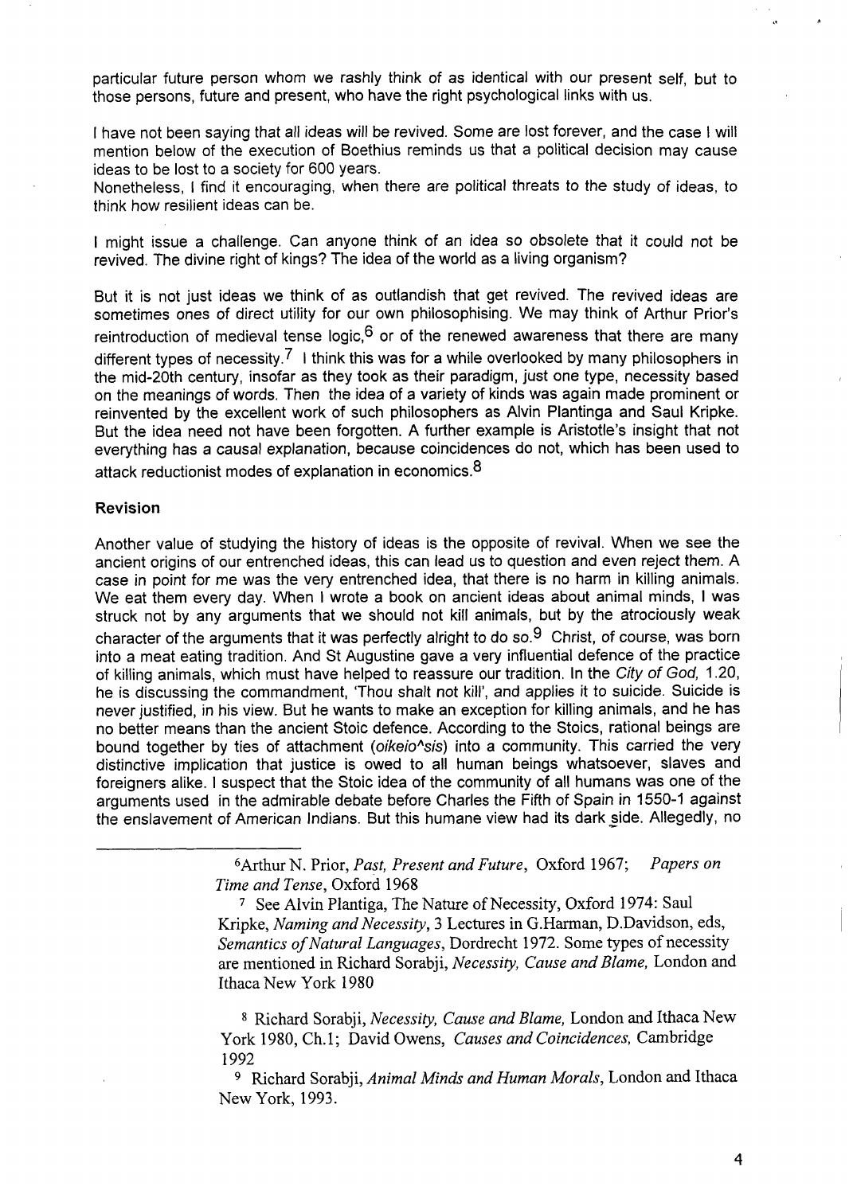particular future person whom we rashly think of as identical with our present self, but to those persons, future and present, who have the right psychological links with us.

I have not been saying that all ideas will be revived. Some are lost forever, and the case I will mention below of the execution of Boethius reminds us that a political decision may cause ideas to be lost to a society for 600 years.
Nonetheless, I find it encouraging, when there are political threats to the study of ideas, to think how resilient ideas can be.

I might issue a challenge. Can anyone think of an idea so obsolete that it could not be revived. The divine right of kings? The idea of the world as a living organism?

But it is not just ideas we think of as outlandish that get revived. The revived ideas are sometimes ones of direct utility for our own philosophising. We may think of Arthur Prior's reintroduction of medieval tense logic,[6] or of the renewed awareness that there are many different types of necessity.[7] I think this was for a while overlooked by many philosophers in the mid-20th century, insofar as they took as their paradigm, just one type, necessity based on the meanings of words. Then the idea of a variety of kinds was again made prominent or reinvented by the excellent work of such philosophers as Alvin Plantinga and Saul Kripke. But the idea need not have been forgotten. A further example is Aristotle's insight that not everything has a causal explanation, because coincidences do not, which has been used to attack reductionist modes of explanation in economics.[8]

### Revision

Another value of studying the history of ideas is the opposite of revival. When we see the ancient origins of our entrenched ideas, this can lead us to question and even reject them. A case in point for me was the very entrenched idea, that there is no harm in killing animals. We eat them every day. When I wrote a book on ancient ideas about animal minds, I was struck not by any arguments that we should not kill animals, but by the atrociously weak character of the arguments that it was perfectly alright to do so.[9] Christ, of course, was born into a meat eating tradition. And St Augustine gave a very influential defence of the practice of killing animals, which must have helped to reassure our tradition. In the *City of God,* 1.20, he is discussing the commandment, 'Thou shalt not kill', and applies it to suicide. Suicide is never justified, in his view. But he wants to make an exception for killing animals, and he has no better means than the ancient Stoic defence. According to the Stoics, rational beings are bound together by ties of attachment (*oikeio^sis*) into a community. This carried the very distinctive implication that justice is owed to all human beings whatsoever, slaves and foreigners alike. I suspect that the Stoic idea of the community of all humans was one of the arguments used in the admirable debate before Charles the Fifth of Spain in 1550-1 against the enslavement of American Indians. But this humane view had its dark side. Allegedly, no

---

[6] Arthur N. Prior, *Past, Present and Future*, Oxford 1967; *Papers on Time and Tense*, Oxford 1968

[7] See Alvin Plantiga, The Nature of Necessity, Oxford 1974: Saul Kripke, *Naming and Necessity*, 3 Lectures in G.Harman, D.Davidson, eds, *Semantics of Natural Languages*, Dordrecht 1972. Some types of necessity are mentioned in Richard Sorabji, *Necessity, Cause and Blame,* London and Ithaca New York 1980

[8] Richard Sorabji, *Necessity, Cause and Blame,* London and Ithaca New York 1980, Ch.1; David Owens, *Causes and Coincidences,* Cambridge 1992

[9] Richard Sorabji, *Animal Minds and Human Morals*, London and Ithaca New York, 1993.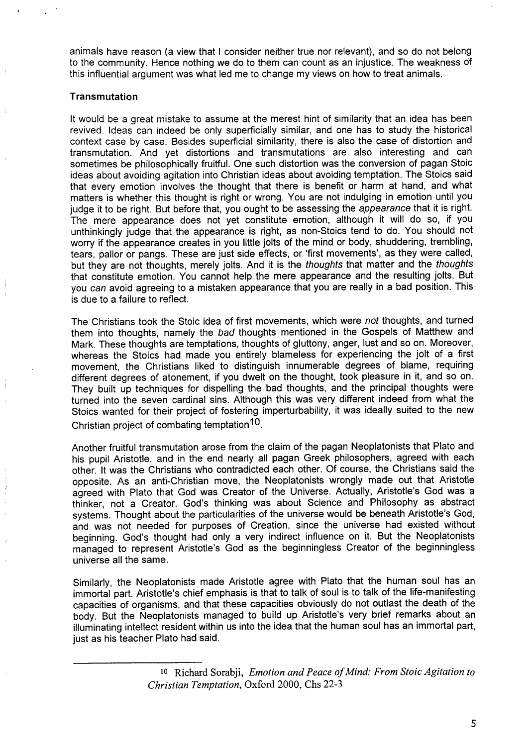animals have reason (a view that I consider neither true nor relevant), and so do not belong to the community. Hence nothing we do to them can count as an injustice. The weakness of this influential argument was what led me to change my views on how to treat animals.

### Transmutation

It would be a great mistake to assume at the merest hint of similarity that an idea has been revived. Ideas can indeed be only superficially similar, and one has to study the historical context case by case. Besides superficial similarity, there is also the case of distortion and transmutation. And yet distortions and transmutations are also interesting and can sometimes be philosophically fruitful. One such distortion was the conversion of pagan Stoic ideas about avoiding agitation into Christian ideas about avoiding temptation. The Stoics said that every emotion involves the thought that there is benefit or harm at hand, and what matters is whether this thought is right or wrong. You are not indulging in emotion until you judge it to be right. But before that, you ought to be assessing the *appearance* that it is right. The mere appearance does not yet constitute emotion, although it will do so, if you unthinkingly judge that the appearance is right, as non-Stoics tend to do. You should not worry if the appearance creates in you little jolts of the mind or body, shuddering, trembling, tears, pallor or pangs. These are just side effects, or 'first movements', as they were called, but they are not thoughts, merely jolts. And it is the *thoughts* that matter and the *thoughts* that constitute emotion. You cannot help the mere appearance and the resulting jolts. But you *can* avoid agreeing to a mistaken appearance that you are really in a bad position. This is due to a failure to reflect.

The Christians took the Stoic idea of first movements, which were *not* thoughts, and turned them into thoughts, namely the *bad* thoughts mentioned in the Gospels of Matthew and Mark. These thoughts are temptations, thoughts of gluttony, anger, lust and so on. Moreover, whereas the Stoics had made you entirely blameless for experiencing the jolt of a first movement, the Christians liked to distinguish innumerable degrees of blame, requiring different degrees of atonement, if you dwelt on the thought, took pleasure in it, and so on. They built up techniques for dispelling the bad thoughts, and the principal thoughts were turned into the seven cardinal sins. Although this was very different indeed from what the Stoics wanted for their project of fostering imperturbability, it was ideally suited to the new Christian project of combating temptation[10].

Another fruitful transmutation arose from the claim of the pagan Neoplatonists that Plato and his pupil Aristotle, and in the end nearly all pagan Greek philosophers, agreed with each other. It was the Christians who contradicted each other. Of course, the Christians said the opposite. As an anti-Christian move, the Neoplatonists wrongly made out that Aristotle agreed with Plato that God was Creator of the Universe. Actually, Aristotle's God was a thinker, not a Creator. God's thinking was about Science and Philosophy as abstract systems. Thought about the particularities of the universe would be beneath Aristotle's God, and was not needed for purposes of Creation, since the universe had existed without beginning. God's thought had only a very indirect influence on it. But the Neoplatonists managed to represent Aristotle's God as the beginningless Creator of the beginningless universe all the same.

Similarly, the Neoplatonists made Aristotle agree with Plato that the human soul has an immortal part. Aristotle's chief emphasis is that to talk of soul is to talk of the life-manifesting capacities of organisms, and that these capacities obviously do not outlast the death of the body. But the Neoplatonists managed to build up Aristotle's very brief remarks about an illuminating intellect resident within us into the idea that the human soul has an immortal part, just as his teacher Plato had said.

---

[10] Richard Sorabji, *Emotion and Peace of Mind: From Stoic Agitation to Christian Temptation*, Oxford 2000, Chs 22-3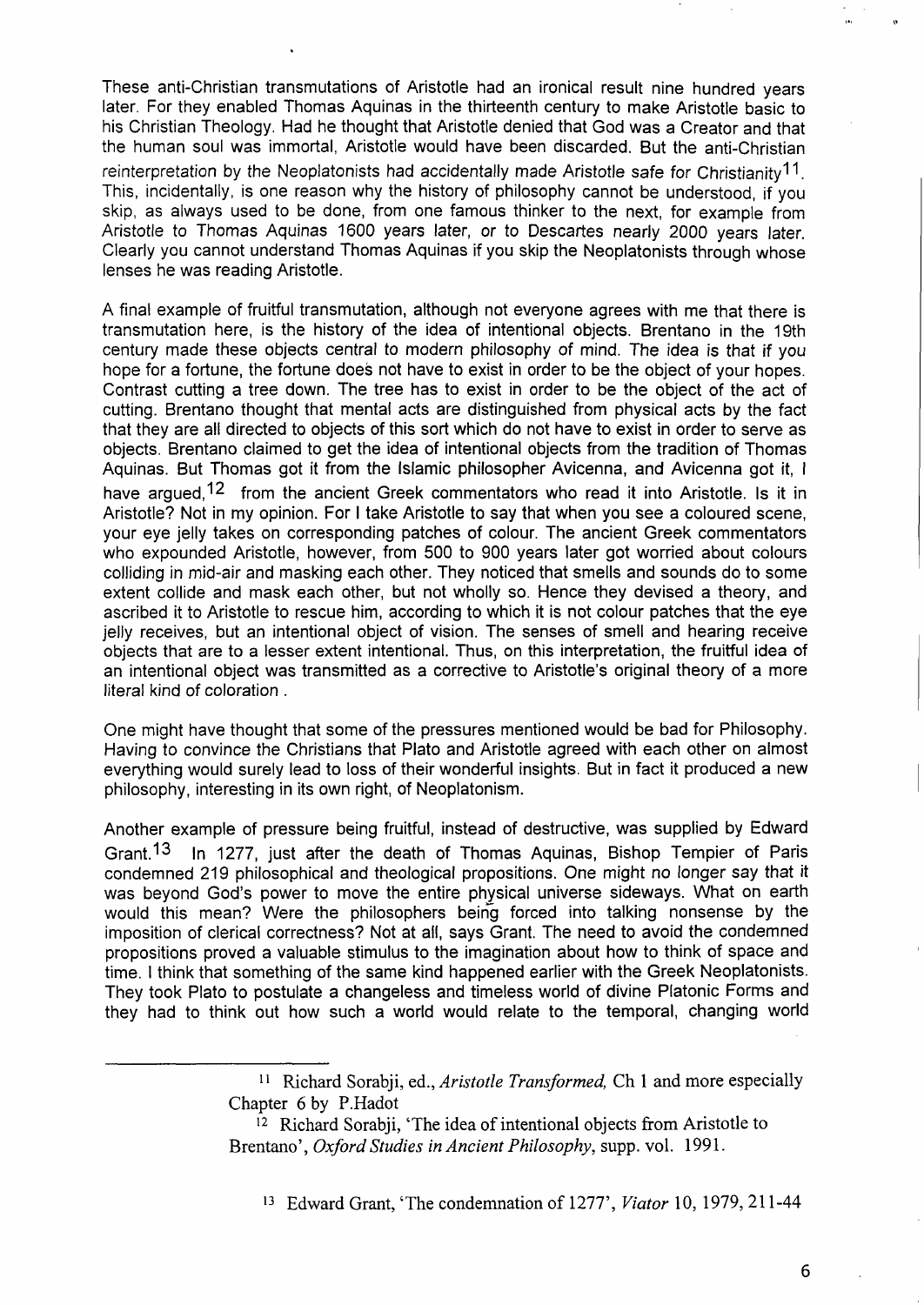These anti-Christian transmutations of Aristotle had an ironical result nine hundred years later. For they enabled Thomas Aquinas in the thirteenth century to make Aristotle basic to his Christian Theology. Had he thought that Aristotle denied that God was a Creator and that the human soul was immortal, Aristotle would have been discarded. But the anti-Christian reinterpretation by the Neoplatonists had accidentally made Aristotle safe for Christianity[11]. This, incidentally, is one reason why the history of philosophy cannot be understood, if you skip, as always used to be done, from one famous thinker to the next, for example from Aristotle to Thomas Aquinas 1600 years later, or to Descartes nearly 2000 years later. Clearly you cannot understand Thomas Aquinas if you skip the Neoplatonists through whose lenses he was reading Aristotle.

A final example of fruitful transmutation, although not everyone agrees with me that there is transmutation here, is the history of the idea of intentional objects. Brentano in the 19th century made these objects central to modern philosophy of mind. The idea is that if you hope for a fortune, the fortune does not have to exist in order to be the object of your hopes. Contrast cutting a tree down. The tree has to exist in order to be the object of the act of cutting. Brentano thought that mental acts are distinguished from physical acts by the fact that they are all directed to objects of this sort which do not have to exist in order to serve as objects. Brentano claimed to get the idea of intentional objects from the tradition of Thomas Aquinas. But Thomas got it from the Islamic philosopher Avicenna, and Avicenna got it, I have argued,[12] from the ancient Greek commentators who read it into Aristotle. Is it in Aristotle? Not in my opinion. For I take Aristotle to say that when you see a coloured scene, your eye jelly takes on corresponding patches of colour. The ancient Greek commentators who expounded Aristotle, however, from 500 to 900 years later got worried about colours colliding in mid-air and masking each other. They noticed that smells and sounds do to some extent collide and mask each other, but not wholly so. Hence they devised a theory, and ascribed it to Aristotle to rescue him, according to which it is not colour patches that the eye jelly receives, but an intentional object of vision. The senses of smell and hearing receive objects that are to a lesser extent intentional. Thus, on this interpretation, the fruitful idea of an intentional object was transmitted as a corrective to Aristotle's original theory of a more literal kind of coloration .

One might have thought that some of the pressures mentioned would be bad for Philosophy. Having to convince the Christians that Plato and Aristotle agreed with each other on almost everything would surely lead to loss of their wonderful insights. But in fact it produced a new philosophy, interesting in its own right, of Neoplatonism.

Another example of pressure being fruitful, instead of destructive, was supplied by Edward Grant.[13] In 1277, just after the death of Thomas Aquinas, Bishop Tempier of Paris condemned 219 philosophical and theological propositions. One might no longer say that it was beyond God's power to move the entire physical universe sideways. What on earth would this mean? Were the philosophers being forced into talking nonsense by the imposition of clerical correctness? Not at all, says Grant. The need to avoid the condemned propositions proved a valuable stimulus to the imagination about how to think of space and time. I think that something of the same kind happened earlier with the Greek Neoplatonists. They took Plato to postulate a changeless and timeless world of divine Platonic Forms and they had to think out how such a world would relate to the temporal, changing world

---

[11] Richard Sorabji, ed., *Aristotle Transformed,* Ch 1 and more especially Chapter 6 by P.Hadot

[12] Richard Sorabji, 'The idea of intentional objects from Aristotle to Brentano', *Oxford Studies in Ancient Philosophy*, supp. vol. 1991.

[13] Edward Grant, 'The condemnation of 1277', *Viator* 10, 1979, 211-44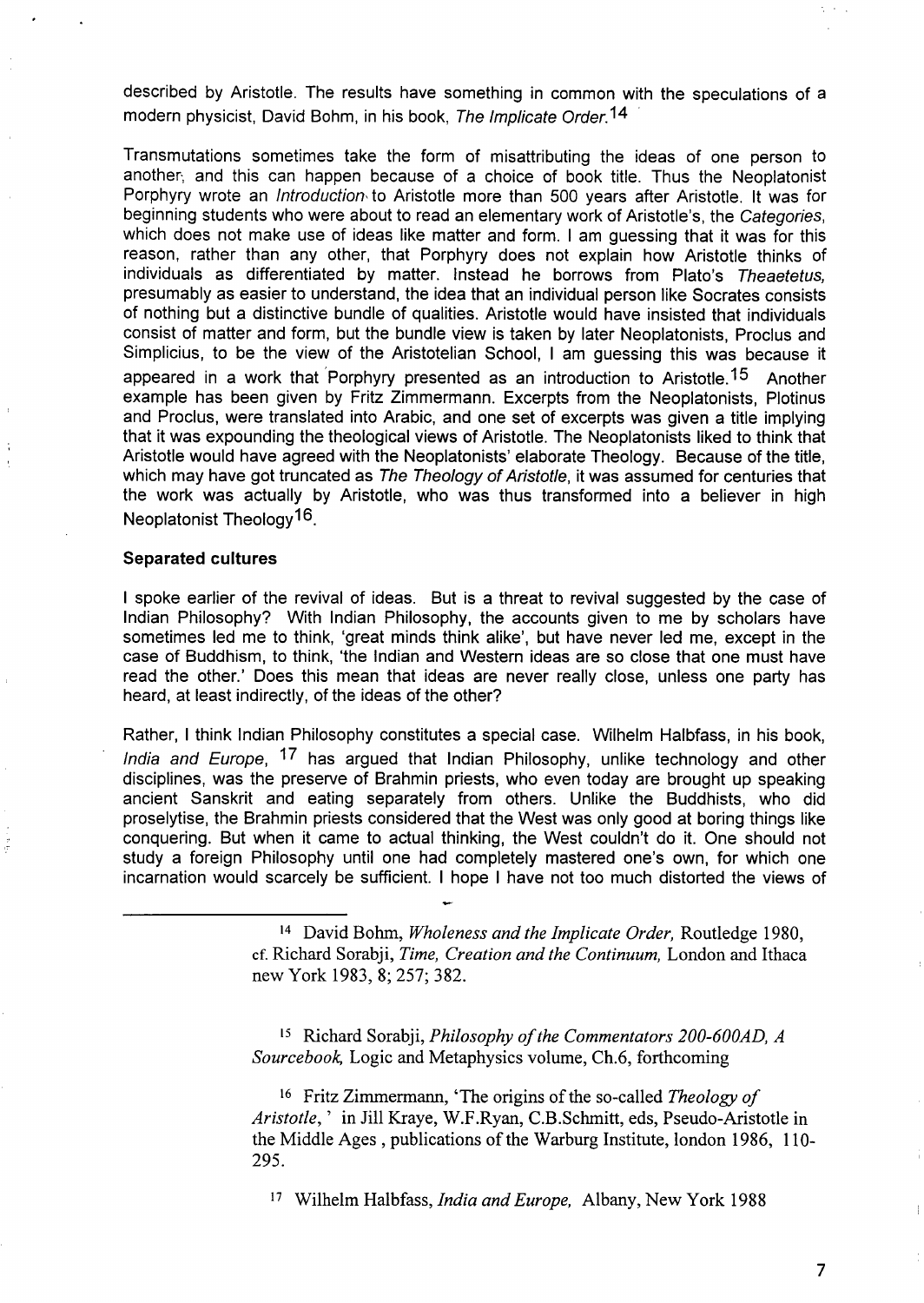described by Aristotle. The results have something in common with the speculations of a modern physicist, David Bohm, in his book, *The Implicate Order*.[14]

Transmutations sometimes take the form of misattributing the ideas of one person to another, and this can happen because of a choice of book title. Thus the Neoplatonist Porphyry wrote an *Introduction* to Aristotle more than 500 years after Aristotle. It was for beginning students who were about to read an elementary work of Aristotle's, the *Categories*, which does not make use of ideas like matter and form. I am guessing that it was for this reason, rather than any other, that Porphyry does not explain how Aristotle thinks of individuals as differentiated by matter. Instead he borrows from Plato's *Theaetetus*, presumably as easier to understand, the idea that an individual person like Socrates consists of nothing but a distinctive bundle of qualities. Aristotle would have insisted that individuals consist of matter and form, but the bundle view is taken by later Neoplatonists, Proclus and Simplicius, to be the view of the Aristotelian School, I am guessing this was because it appeared in a work that Porphyry presented as an introduction to Aristotle.[15] Another example has been given by Fritz Zimmermann. Excerpts from the Neoplatonists, Plotinus and Proclus, were translated into Arabic, and one set of excerpts was given a title implying that it was expounding the theological views of Aristotle. The Neoplatonists liked to think that Aristotle would have agreed with the Neoplatonists' elaborate Theology. Because of the title, which may have got truncated as *The Theology of Aristotle*, it was assumed for centuries that the work was actually by Aristotle, who was thus transformed into a believer in high Neoplatonist Theology[16].

**Separated cultures**

I spoke earlier of the revival of ideas. But is a threat to revival suggested by the case of Indian Philosophy? With Indian Philosophy, the accounts given to me by scholars have sometimes led me to think, 'great minds think alike', but have never led me, except in the case of Buddhism, to think, 'the Indian and Western ideas are so close that one must have read the other.' Does this mean that ideas are never really close, unless one party has heard, at least indirectly, of the ideas of the other?

Rather, I think Indian Philosophy constitutes a special case. Wilhelm Halbfass, in his book, *India and Europe*, [17] has argued that Indian Philosophy, unlike technology and other disciplines, was the preserve of Brahmin priests, who even today are brought up speaking ancient Sanskrit and eating separately from others. Unlike the Buddhists, who did proselytise, the Brahmin priests considered that the West was only good at boring things like conquering. But when it came to actual thinking, the West couldn't do it. One should not study a foreign Philosophy until one had completely mastered one's own, for which one incarnation would scarcely be sufficient. I hope I have not too much distorted the views of

---

[14] David Bohm, *Wholeness and the Implicate Order*, Routledge 1980, cf. Richard Sorabji, *Time, Creation and the Continuum*, London and Ithaca new York 1983, 8; 257; 382.

[15] Richard Sorabji, *Philosophy of the Commentators 200-600AD, A Sourcebook*, Logic and Metaphysics volume, Ch.6, forthcoming

[16] Fritz Zimmermann, 'The origins of the so-called *Theology of Aristotle*, ' in Jill Kraye, W.F.Ryan, C.B.Schmitt, eds, Pseudo-Aristotle in the Middle Ages , publications of the Warburg Institute, london 1986, 110-295.

[17] Wilhelm Halbfass, *India and Europe*, Albany, New York 1988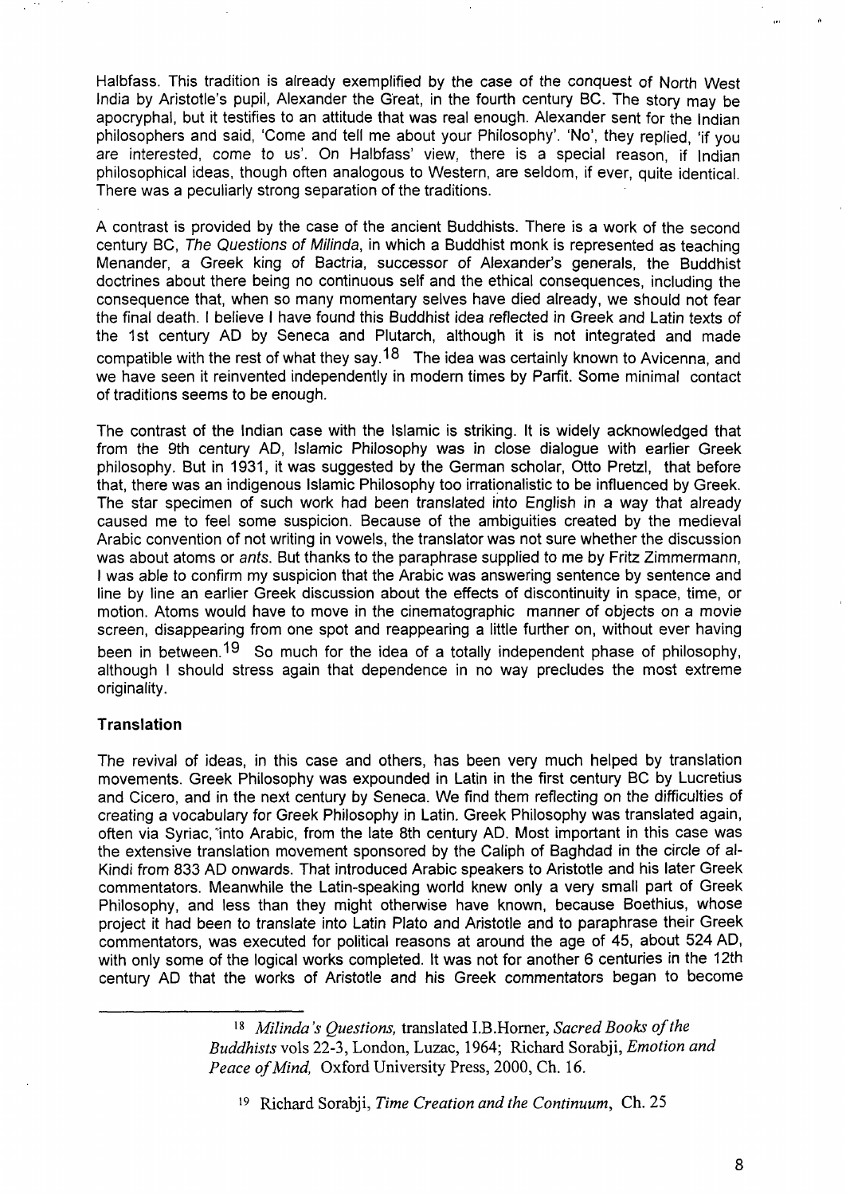Halbfass. This tradition is already exemplified by the case of the conquest of North West India by Aristotle's pupil, Alexander the Great, in the fourth century BC. The story may be apocryphal, but it testifies to an attitude that was real enough. Alexander sent for the Indian philosophers and said, 'Come and tell me about your Philosophy'. 'No', they replied, 'if you are interested, come to us'. On Halbfass' view, there is a special reason, if Indian philosophical ideas, though often analogous to Western, are seldom, if ever, quite identical. There was a peculiarly strong separation of the traditions.

A contrast is provided by the case of the ancient Buddhists. There is a work of the second century BC, *The Questions of Milinda*, in which a Buddhist monk is represented as teaching Menander, a Greek king of Bactria, successor of Alexander's generals, the Buddhist doctrines about there being no continuous self and the ethical consequences, including the consequence that, when so many momentary selves have died already, we should not fear the final death. I believe I have found this Buddhist idea reflected in Greek and Latin texts of the 1st century AD by Seneca and Plutarch, although it is not integrated and made compatible with the rest of what they say.[18] The idea was certainly known to Avicenna, and we have seen it reinvented independently in modern times by Parfit. Some minimal contact of traditions seems to be enough.

The contrast of the Indian case with the Islamic is striking. It is widely acknowledged that from the 9th century AD, Islamic Philosophy was in close dialogue with earlier Greek philosophy. But in 1931, it was suggested by the German scholar, Otto Pretzl, that before that, there was an indigenous Islamic Philosophy too irrationalistic to be influenced by Greek. The star specimen of such work had been translated into English in a way that already caused me to feel some suspicion. Because of the ambiguities created by the medieval Arabic convention of not writing in vowels, the translator was not sure whether the discussion was about atoms or *ants*. But thanks to the paraphrase supplied to me by Fritz Zimmermann, I was able to confirm my suspicion that the Arabic was answering sentence by sentence and line by line an earlier Greek discussion about the effects of discontinuity in space, time, or motion. Atoms would have to move in the cinematographic manner of objects on a movie screen, disappearing from one spot and reappearing a little further on, without ever having been in between.[19] So much for the idea of a totally independent phase of philosophy, although I should stress again that dependence in no way precludes the most extreme originality.

### Translation

The revival of ideas, in this case and others, has been very much helped by translation movements. Greek Philosophy was expounded in Latin in the first century BC by Lucretius and Cicero, and in the next century by Seneca. We find them reflecting on the difficulties of creating a vocabulary for Greek Philosophy in Latin. Greek Philosophy was translated again, often via Syriac, into Arabic, from the late 8th century AD. Most important in this case was the extensive translation movement sponsored by the Caliph of Baghdad in the circle of al-Kindi from 833 AD onwards. That introduced Arabic speakers to Aristotle and his later Greek commentators. Meanwhile the Latin-speaking world knew only a very small part of Greek Philosophy, and less than they might otherwise have known, because Boethius, whose project it had been to translate into Latin Plato and Aristotle and to paraphrase their Greek commentators, was executed for political reasons at around the age of 45, about 524 AD, with only some of the logical works completed. It was not for another 6 centuries in the 12th century AD that the works of Aristotle and his Greek commentators began to become

---

[18] *Milinda's Questions,* translated I.B.Horner, *Sacred Books of the Buddhists* vols 22-3, London, Luzac, 1964; Richard Sorabji, *Emotion and Peace of Mind,* Oxford University Press, 2000, Ch. 16.

[19] Richard Sorabji, *Time Creation and the Continuum*, Ch. 25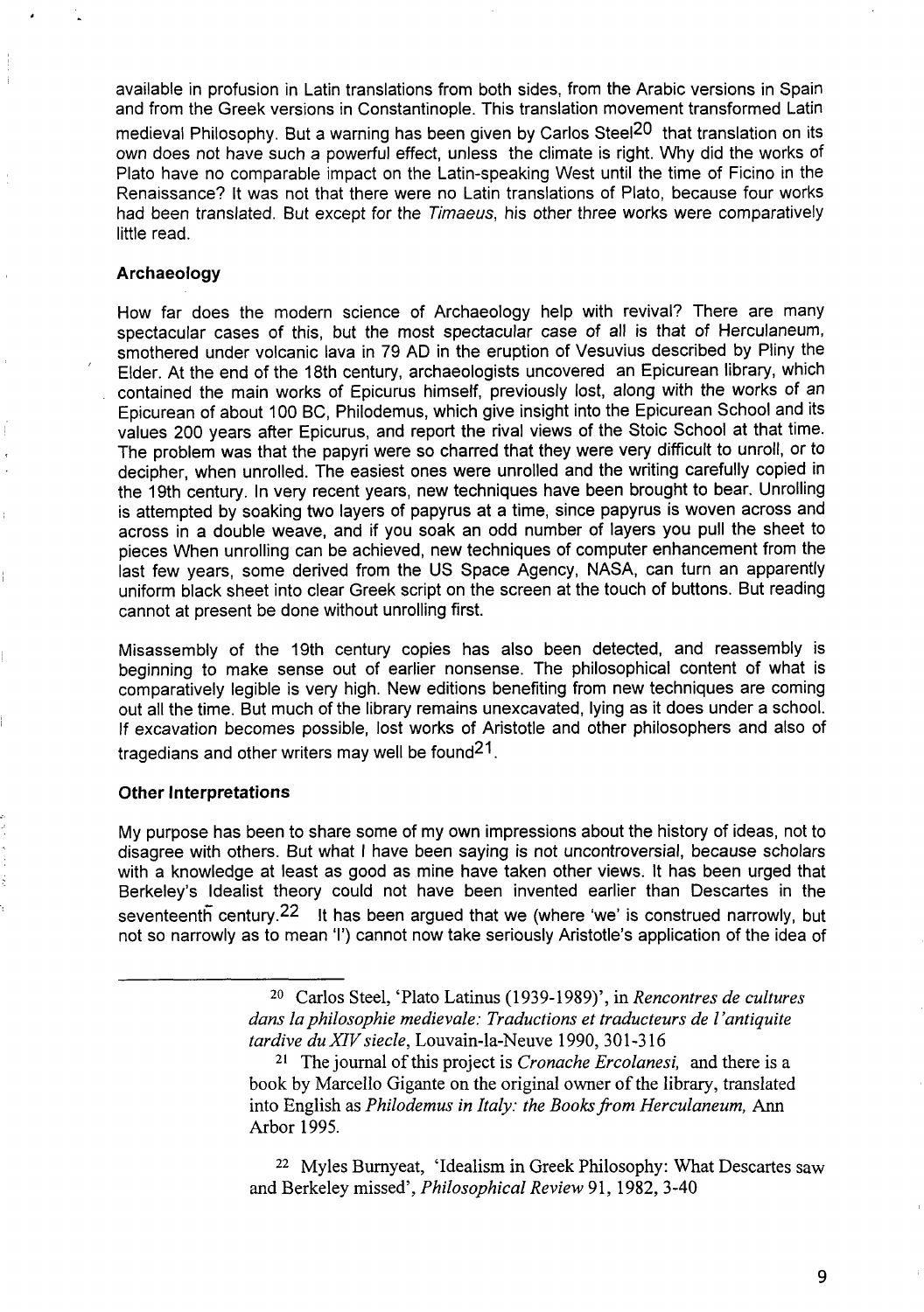available in profusion in Latin translations from both sides, from the Arabic versions in Spain and from the Greek versions in Constantinople. This translation movement transformed Latin medieval Philosophy. But a warning has been given by Carlos Steel[20] that translation on its own does not have such a powerful effect, unless the climate is right. Why did the works of Plato have no comparable impact on the Latin-speaking West until the time of Ficino in the Renaissance? It was not that there were no Latin translations of Plato, because four works had been translated. But except for the *Timaeus*, his other three works were comparatively little read.

### Archaeology

How far does the modern science of Archaeology help with revival? There are many spectacular cases of this, but the most spectacular case of all is that of Herculaneum, smothered under volcanic lava in 79 AD in the eruption of Vesuvius described by Pliny the Elder. At the end of the 18th century, archaeologists uncovered an Epicurean library, which contained the main works of Epicurus himself, previously lost, along with the works of an Epicurean of about 100 BC, Philodemus, which give insight into the Epicurean School and its values 200 years after Epicurus, and report the rival views of the Stoic School at that time. The problem was that the papyri were so charred that they were very difficult to unroll, or to decipher, when unrolled. The easiest ones were unrolled and the writing carefully copied in the 19th century. In very recent years, new techniques have been brought to bear. Unrolling is attempted by soaking two layers of papyrus at a time, since papyrus is woven across and across in a double weave, and if you soak an odd number of layers you pull the sheet to pieces When unrolling can be achieved, new techniques of computer enhancement from the last few years, some derived from the US Space Agency, NASA, can turn an apparently uniform black sheet into clear Greek script on the screen at the touch of buttons. But reading cannot at present be done without unrolling first.

Misassembly of the 19th century copies has also been detected, and reassembly is beginning to make sense out of earlier nonsense. The philosophical content of what is comparatively legible is very high. New editions benefiting from new techniques are coming out all the time. But much of the library remains unexcavated, lying as it does under a school. If excavation becomes possible, lost works of Aristotle and other philosophers and also of tragedians and other writers may well be found[21].

### Other Interpretations

My purpose has been to share some of my own impressions about the history of ideas, not to disagree with others. But what I have been saying is not uncontroversial, because scholars with a knowledge at least as good as mine have taken other views. It has been urged that Berkeley's Idealist theory could not have been invented earlier than Descartes in the seventeenth century.[22] It has been argued that we (where 'we' is construed narrowly, but not so narrowly as to mean 'I') cannot now take seriously Aristotle's application of the idea of

---

[20] Carlos Steel, 'Plato Latinus (1939-1989)', in *Rencontres de cultures dans la philosophie medievale: Traductions et traducteurs de l'antiquite tardive du XIV siecle*, Louvain-la-Neuve 1990, 301-316

[21] The journal of this project is *Cronache Ercolanesi,* and there is a book by Marcello Gigante on the original owner of the library, translated into English as *Philodemus in Italy: the Books from Herculaneum,* Ann Arbor 1995.

[22] Myles Burnyeat, 'Idealism in Greek Philosophy: What Descartes saw and Berkeley missed', *Philosophical Review* 91, 1982, 3-40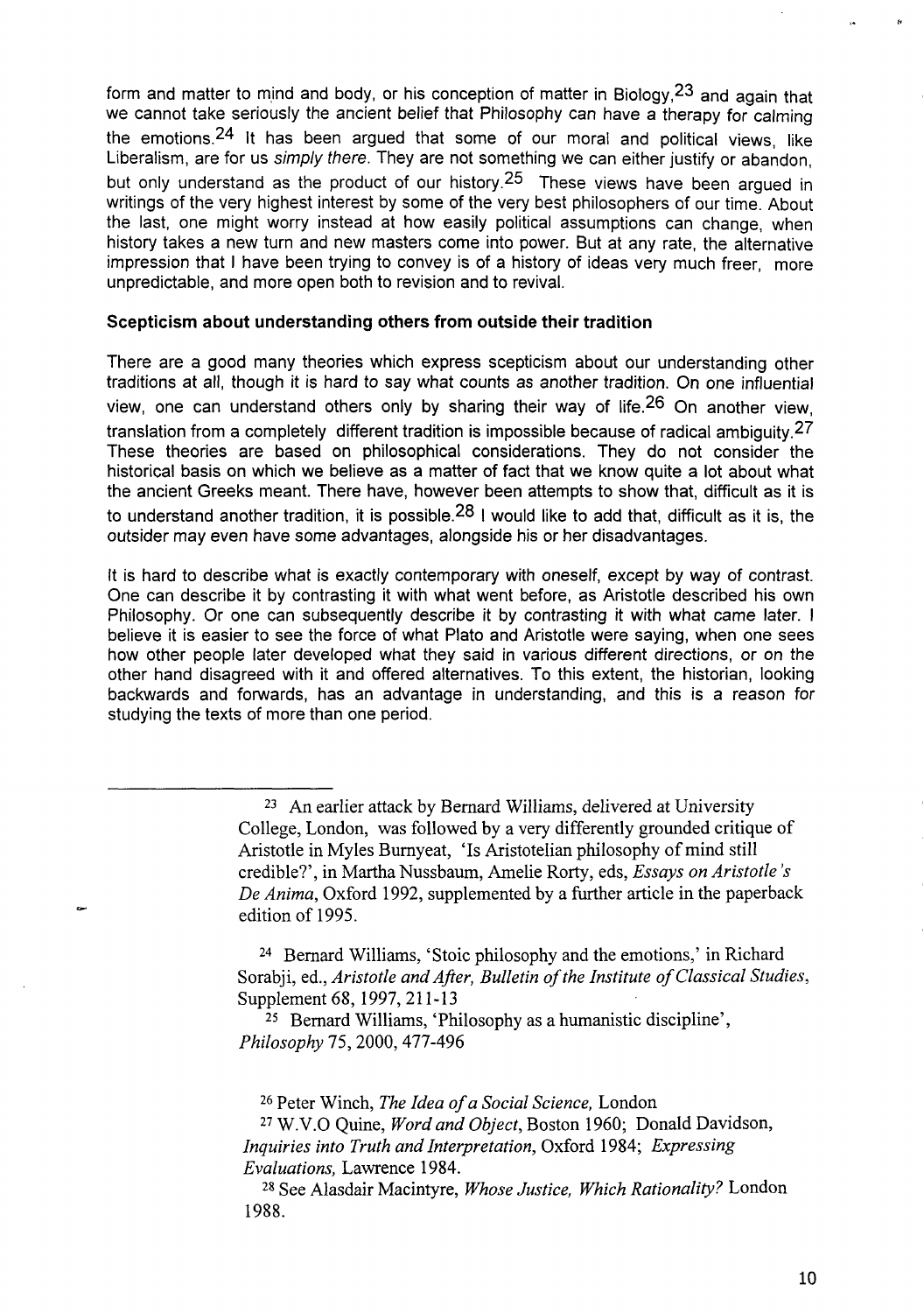form and matter to mind and body, or his conception of matter in Biology,[23] and again that we cannot take seriously the ancient belief that Philosophy can have a therapy for calming the emotions.[24] It has been argued that some of our moral and political views, like Liberalism, are for us *simply there*. They are not something we can either justify or abandon, but only understand as the product of our history.[25] These views have been argued in writings of the very highest interest by some of the very best philosophers of our time. About the last, one might worry instead at how easily political assumptions can change, when history takes a new turn and new masters come into power. But at any rate, the alternative impression that I have been trying to convey is of a history of ideas very much freer, more unpredictable, and more open both to revision and to revival.

**Scepticism about understanding others from outside their tradition**

There are a good many theories which express scepticism about our understanding other traditions at all, though it is hard to say what counts as another tradition. On one influential view, one can understand others only by sharing their way of life.[26] On another view, translation from a completely different tradition is impossible because of radical ambiguity.[27] These theories are based on philosophical considerations. They do not consider the historical basis on which we believe as a matter of fact that we know quite a lot about what the ancient Greeks meant. There have, however been attempts to show that, difficult as it is to understand another tradition, it is possible.[28] I would like to add that, difficult as it is, the outsider may even have some advantages, alongside his or her disadvantages.

It is hard to describe what is exactly contemporary with oneself, except by way of contrast. One can describe it by contrasting it with what went before, as Aristotle described his own Philosophy. Or one can subsequently describe it by contrasting it with what came later. I believe it is easier to see the force of what Plato and Aristotle were saying, when one sees how other people later developed what they said in various different directions, or on the other hand disagreed with it and offered alternatives. To this extent, the historian, looking backwards and forwards, has an advantage in understanding, and this is a reason for studying the texts of more than one period.

---

[23] An earlier attack by Bernard Williams, delivered at University College, London, was followed by a very differently grounded critique of Aristotle in Myles Burnyeat, 'Is Aristotelian philosophy of mind still credible?', in Martha Nussbaum, Amelie Rorty, eds, *Essays on Aristotle's De Anima*, Oxford 1992, supplemented by a further article in the paperback edition of 1995.

[24] Bernard Williams, 'Stoic philosophy and the emotions,' in Richard Sorabji, ed., *Aristotle and After, Bulletin of the Institute of Classical Studies*, Supplement 68, 1997, 211-13

[25] Bernard Williams, 'Philosophy as a humanistic discipline', *Philosophy* 75, 2000, 477-496

[26] Peter Winch, *The Idea of a Social Science,* London

[27] W.V.O Quine, *Word and Object*, Boston 1960; Donald Davidson, *Inquiries into Truth and Interpretation*, Oxford 1984; *Expressing Evaluations,* Lawrence 1984.

[28] See Alasdair Macintyre, *Whose Justice, Which Rationality?* London 1988.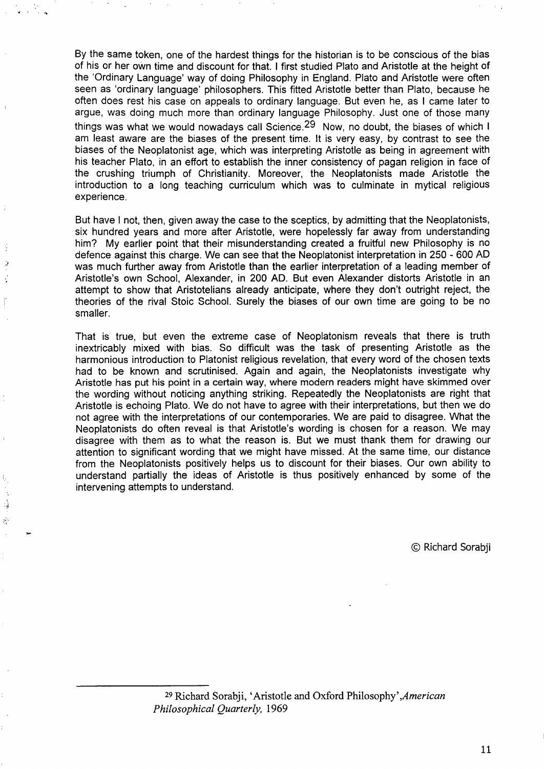By the same token, one of the hardest things for the historian is to be conscious of the bias of his or her own time and discount for that. I first studied Plato and Aristotle at the height of the 'Ordinary Language' way of doing Philosophy in England. Plato and Aristotle were often seen as 'ordinary language' philosophers. This fitted Aristotle better than Plato, because he often does rest his case on appeals to ordinary language. But even he, as I came later to argue, was doing much more than ordinary language Philosophy. Just one of those many things was what we would nowadays call Science.[29] Now, no doubt, the biases of which I am least aware are the biases of the present time. It is very easy, by contrast to see the biases of the Neoplatonist age, which was interpreting Aristotle as being in agreement with his teacher Plato, in an effort to establish the inner consistency of pagan religion in face of the crushing triumph of Christianity. Moreover, the Neoplatonists made Aristotle the introduction to a long teaching curriculum which was to culminate in mytical religious experience.

But have I not, then, given away the case to the sceptics, by admitting that the Neoplatonists, six hundred years and more after Aristotle, were hopelessly far away from understanding him? My earlier point that their misunderstanding created a fruitful new Philosophy is no defence against this charge. We can see that the Neoplatonist interpretation in 250 - 600 AD was much further away from Aristotle than the earlier interpretation of a leading member of Aristotle's own School, Alexander, in 200 AD. But even Alexander distorts Aristotle in an attempt to show that Aristotelians already anticipate, where they don't outright reject, the theories of the rival Stoic School. Surely the biases of our own time are going to be no smaller.

That is true, but even the extreme case of Neoplatonism reveals that there is truth inextricably mixed with bias. So difficult was the task of presenting Aristotle as the harmonious introduction to Platonist religious revelation, that every word of the chosen texts had to be known and scrutinised. Again and again, the Neoplatonists investigate why Aristotle has put his point in a certain way, where modern readers might have skimmed over the wording without noticing anything striking. Repeatedly the Neoplatonists are right that Aristotle is echoing Plato. We do not have to agree with their interpretations, but then we do not agree with the interpretations of our contemporaries. We are paid to disagree. What the Neoplatonists do often reveal is that Aristotle's wording is chosen for a reason. We may disagree with them as to what the reason is. But we must thank them for drawing our attention to significant wording that we might have missed. At the same time, our distance from the Neoplatonists positively helps us to discount for their biases. Our own ability to understand partially the ideas of Aristotle is thus positively enhanced by some of the intervening attempts to understand.

© Richard Sorabji

---

[29] Richard Sorabji, 'Aristotle and Oxford Philosophy', *American Philosophical Quarterly,* 1969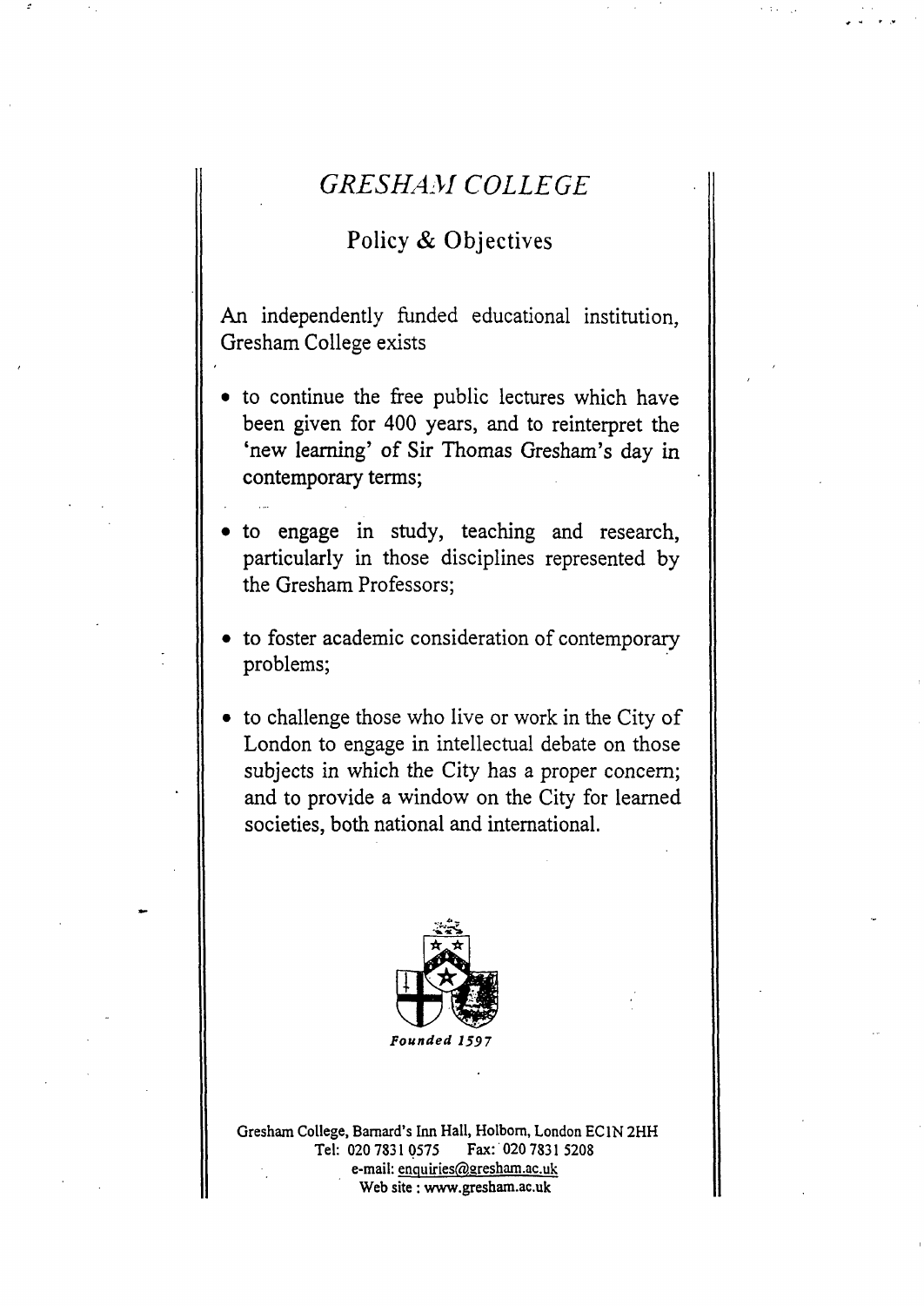# *GRESHAM COLLEGE*

## Policy & Objectives

An independently funded educational institution, Gresham College exists

- to continue the free public lectures which have been given for 400 years, and to reinterpret the 'new learning' of Sir Thomas Gresham's day in contemporary terms;
- to engage in study, teaching and research, particularly in those disciplines represented by the Gresham Professors;
- to foster academic consideration of contemporary problems;
- to challenge those who live or work in the City of London to engage in intellectual debate on those subjects in which the City has a proper concern; and to provide a window on the City for learned societies, both national and international.

*Founded 1597*

Gresham College, Barnard's Inn Hall, Holborn, London EC1N 2HH
Tel: 020 7831 0575 Fax: 020 7831 5208
e-mail: enquiries@gresham.ac.uk
Web site : www.gresham.ac.uk